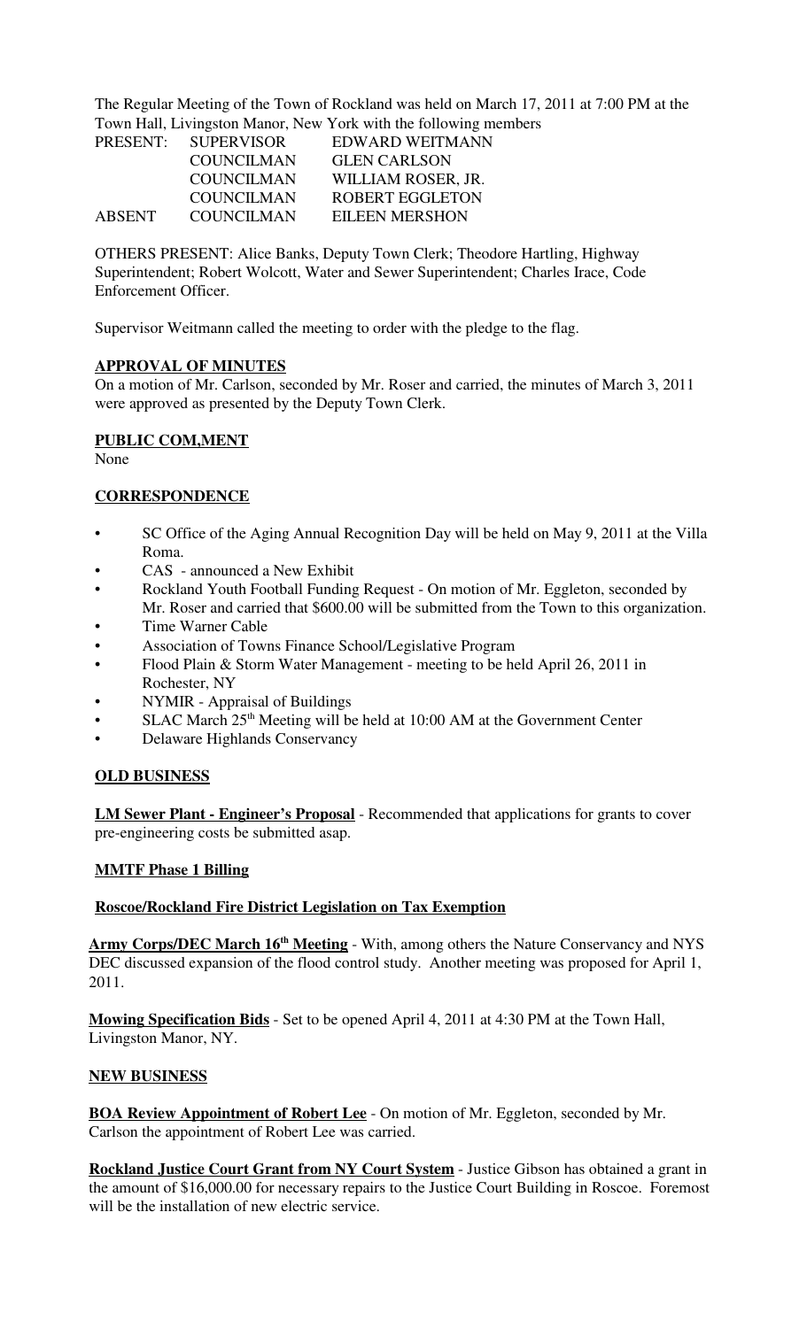The Regular Meeting of the Town of Rockland was held on March 17, 2011 at 7:00 PM at the Town Hall, Livingston Manor, New York with the following members

| | | |
|---|---|---|
| PRESENT: | SUPERVISOR | EDWARD WEITMANN |
| | COUNCILMAN | GLEN CARLSON |
| | COUNCILMAN | WILLIAM ROSER, JR. |
| | COUNCILMAN | ROBERT EGGLETON |
| ABSENT | COUNCILMAN | EILEEN MERSHON |

OTHERS PRESENT: Alice Banks, Deputy Town Clerk; Theodore Hartling, Highway Superintendent; Robert Wolcott, Water and Sewer Superintendent; Charles Irace, Code Enforcement Officer.

Supervisor Weitmann called the meeting to order with the pledge to the flag.

**APPROVAL OF MINUTES**

On a motion of Mr. Carlson, seconded by Mr. Roser and carried, the minutes of March 3, 2011 were approved as presented by the Deputy Town Clerk.

**PUBLIC COM,MENT**

None

**CORRESPONDENCE**

- SC Office of the Aging Annual Recognition Day will be held on May 9, 2011 at the Villa Roma.
- CAS - announced a New Exhibit
- Rockland Youth Football Funding Request - On motion of Mr. Eggleton, seconded by Mr. Roser and carried that $600.00 will be submitted from the Town to this organization.
- Time Warner Cable
- Association of Towns Finance School/Legislative Program
- Flood Plain & Storm Water Management - meeting to be held April 26, 2011 in Rochester, NY
- NYMIR - Appraisal of Buildings
- SLAC March 25th Meeting will be held at 10:00 AM at the Government Center
- Delaware Highlands Conservancy

**OLD BUSINESS**

**LM Sewer Plant - Engineer's Proposal** - Recommended that applications for grants to cover pre-engineering costs be submitted asap.

**MMTF Phase 1 Billing**

**Roscoe/Rockland Fire District Legislation on Tax Exemption**

**Army Corps/DEC March 16th Meeting** - With, among others the Nature Conservancy and NYS DEC discussed expansion of the flood control study. Another meeting was proposed for April 1, 2011.

**Mowing Specification Bids** - Set to be opened April 4, 2011 at 4:30 PM at the Town Hall, Livingston Manor, NY.

**NEW BUSINESS**

**BOA Review Appointment of Robert Lee** - On motion of Mr. Eggleton, seconded by Mr. Carlson the appointment of Robert Lee was carried.

**Rockland Justice Court Grant from NY Court System** - Justice Gibson has obtained a grant in the amount of $16,000.00 for necessary repairs to the Justice Court Building in Roscoe. Foremost will be the installation of new electric service.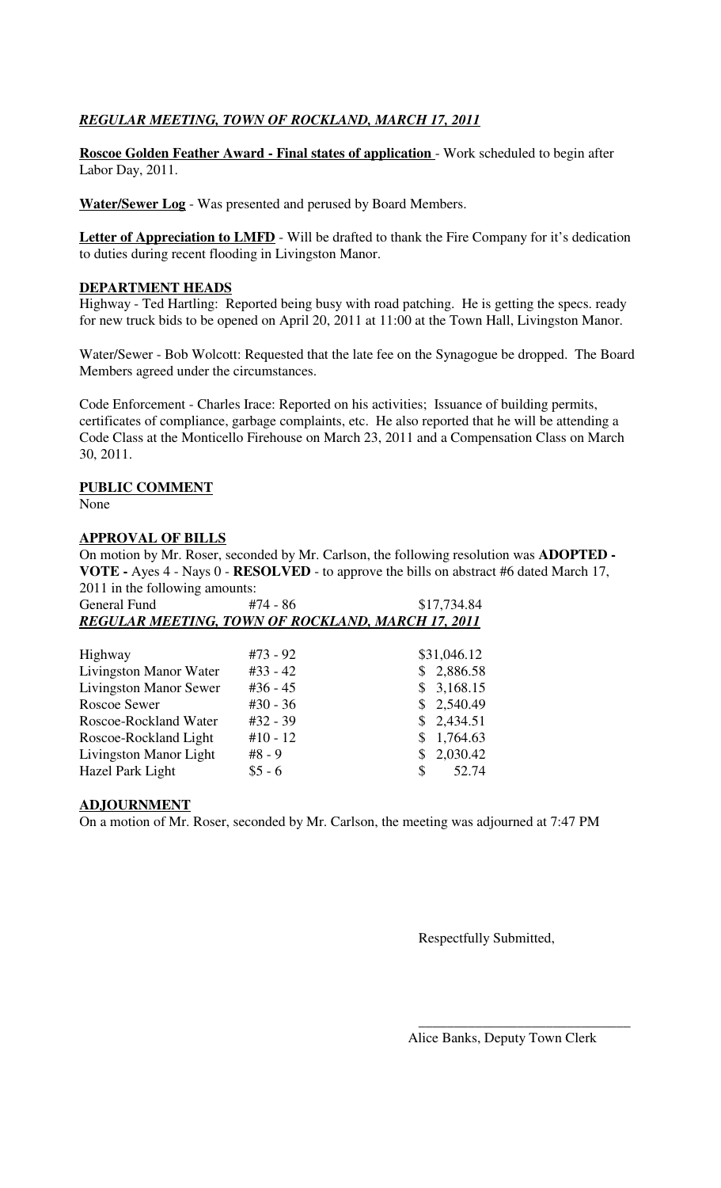***REGULAR MEETING, TOWN OF ROCKLAND, MARCH 17, 2011***

**Roscoe Golden Feather Award - Final states of application** - Work scheduled to begin after Labor Day, 2011.

**Water/Sewer Log** - Was presented and perused by Board Members.

**Letter of Appreciation to LMFD** - Will be drafted to thank the Fire Company for it's dedication to duties during recent flooding in Livingston Manor.

**DEPARTMENT HEADS**

Highway - Ted Hartling: Reported being busy with road patching. He is getting the specs. ready for new truck bids to be opened on April 20, 2011 at 11:00 at the Town Hall, Livingston Manor.

Water/Sewer - Bob Wolcott: Requested that the late fee on the Synagogue be dropped. The Board Members agreed under the circumstances.

Code Enforcement - Charles Irace: Reported on his activities; Issuance of building permits, certificates of compliance, garbage complaints, etc. He also reported that he will be attending a Code Class at the Monticello Firehouse on March 23, 2011 and a Compensation Class on March 30, 2011.

**PUBLIC COMMENT**

None

**APPROVAL OF BILLS**

On motion by Mr. Roser, seconded by Mr. Carlson, the following resolution was **ADOPTED - VOTE -** Ayes 4 - Nays 0 - **RESOLVED** - to approve the bills on abstract #6 dated March 17, 2011 in the following amounts:

| | | |
|---|---|---|
| General Fund | #74 - 86 | $17,734.84 |
| Highway | #73 - 92 | $31,046.12 |
| Livingston Manor Water | #33 - 42 | $ 2,886.58 |
| Livingston Manor Sewer | #36 - 45 | $ 3,168.15 |
| Roscoe Sewer | #30 - 36 | $ 2,540.49 |
| Roscoe-Rockland Water | #32 - 39 | $ 2,434.51 |
| Roscoe-Rockland Light | #10 - 12 | $ 1,764.63 |
| Livingston Manor Light | #8 - 9 | $ 2,030.42 |
| Hazel Park Light | $5 - 6 | $ 52.74 |

**ADJOURNMENT**

On a motion of Mr. Roser, seconded by Mr. Carlson, the meeting was adjourned at 7:47 PM

Respectfully Submitted,

\_\_\_\_\_\_\_\_\_\_\_\_\_\_\_\_\_\_\_\_\_\_\_\_\_\_\_\_\_\_

Alice Banks, Deputy Town Clerk